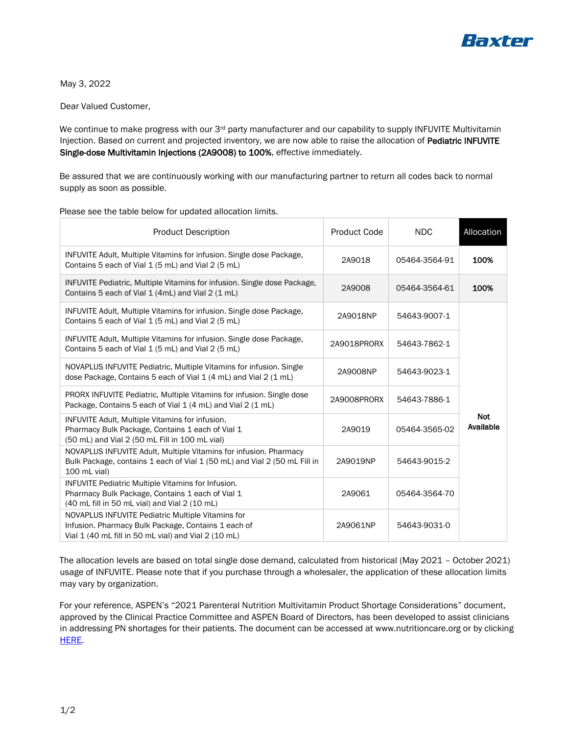Baxter

May 3, 2022

Dear Valued Customer,

We continue to make progress with our 3rd party manufacturer and our capability to supply INFUVITE Multivitamin Injection. Based on current and projected inventory, we are now able to raise the allocation of **Pediatric INFUVITE Single-dose Multivitamin Injections (2A9008) to 100%**, effective immediately.

Be assured that we are continuously working with our manufacturing partner to return all codes back to normal supply as soon as possible.

Please see the table below for updated allocation limits.

| Product Description | Product Code | NDC | Allocation |
|---|---|---|---|
| INFUVITE Adult, Multiple Vitamins for infusion. Single dose Package, Contains 5 each of Vial 1 (5 mL) and Vial 2 (5 mL) | 2A9018 | 05464-3564-91 | **100%** |
| INFUVITE Pediatric, Multiple Vitamins for infusion. Single dose Package, Contains 5 each of Vial 1 (4mL) and Vial 2 (1 mL) | 2A9008 | 05464-3564-61 | **100%** |
| INFUVITE Adult, Multiple Vitamins for infusion. Single dose Package, Contains 5 each of Vial 1 (5 mL) and Vial 2 (5 mL) | 2A9018NP | 54643-9007-1 | **Not Available** |
| INFUVITE Adult, Multiple Vitamins for infusion. Single dose Package, Contains 5 each of Vial 1 (5 mL) and Vial 2 (5 mL) | 2A9018PRORX | 54643-7862-1 | **Not Available** |
| NOVAPLUS INFUVITE Pediatric, Multiple Vitamins for infusion. Single dose Package, Contains 5 each of Vial 1 (4 mL) and Vial 2 (1 mL) | 2A9008NP | 54643-9023-1 | **Not Available** |
| PRORX INFUVITE Pediatric, Multiple Vitamins for infusion. Single dose Package, Contains 5 each of Vial 1 (4 mL) and Vial 2 (1 mL) | 2A9008PRORX | 54643-7886-1 | **Not Available** |
| INFUVITE Adult, Multiple Vitamins for infusion. Pharmacy Bulk Package, Contains 1 each of Vial 1 (50 mL) and Vial 2 (50 mL Fill in 100 mL vial) | 2A9019 | 05464-3565-02 | **Not Available** |
| NOVAPLUS INFUVITE Adult, Multiple Vitamins for infusion. Pharmacy Bulk Package, contains 1 each of Vial 1 (50 mL) and Vial 2 (50 mL Fill in 100 mL vial) | 2A9019NP | 54643-9015-2 | **Not Available** |
| INFUVITE Pediatric Multiple Vitamins for Infusion. Pharmacy Bulk Package, Contains 1 each of Vial 1 (40 mL fill in 50 mL vial) and Vial 2 (10 mL) | 2A9061 | 05464-3564-70 | **Not Available** |
| NOVAPLUS INFUVITE Pediatric Multiple Vitamins for Infusion. Pharmacy Bulk Package, Contains 1 each of Vial 1 (40 mL fill in 50 mL vial) and Vial 2 (10 mL) | 2A9061NP | 54643-9031-0 | **Not Available** |

The allocation levels are based on total single dose demand, calculated from historical (May 2021 – October 2021) usage of INFUVITE. Please note that if you purchase through a wholesaler, the application of these allocation limits may vary by organization.

For your reference, ASPEN's "2021 Parenteral Nutrition Multivitamin Product Shortage Considerations" document, approved by the Clinical Practice Committee and ASPEN Board of Directors, has been developed to assist clinicians in addressing PN shortages for their patients. The document can be accessed at www.nutritioncare.org or by clicking HERE.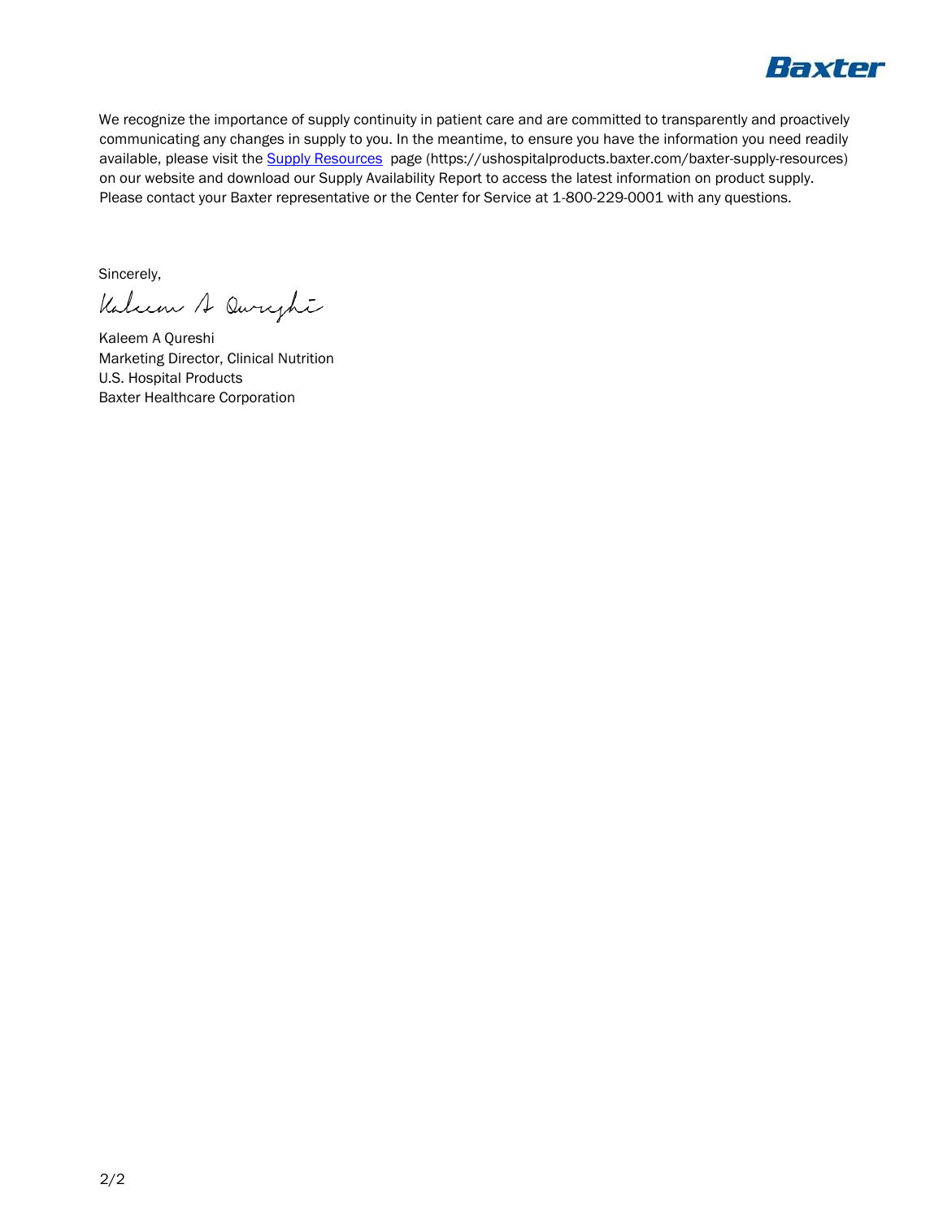We recognize the importance of supply continuity in patient care and are committed to transparently and proactively communicating any changes in supply to you. In the meantime, to ensure you have the information you need readily available, please visit the Supply Resources page (https://ushospitalproducts.baxter.com/baxter-supply-resources) on our website and download our Supply Availability Report to access the latest information on product supply. Please contact your Baxter representative or the Center for Service at 1-800-229-0001 with any questions.

Sincerely,

Kaleem A Qureshi
Marketing Director, Clinical Nutrition
U.S. Hospital Products
Baxter Healthcare Corporation